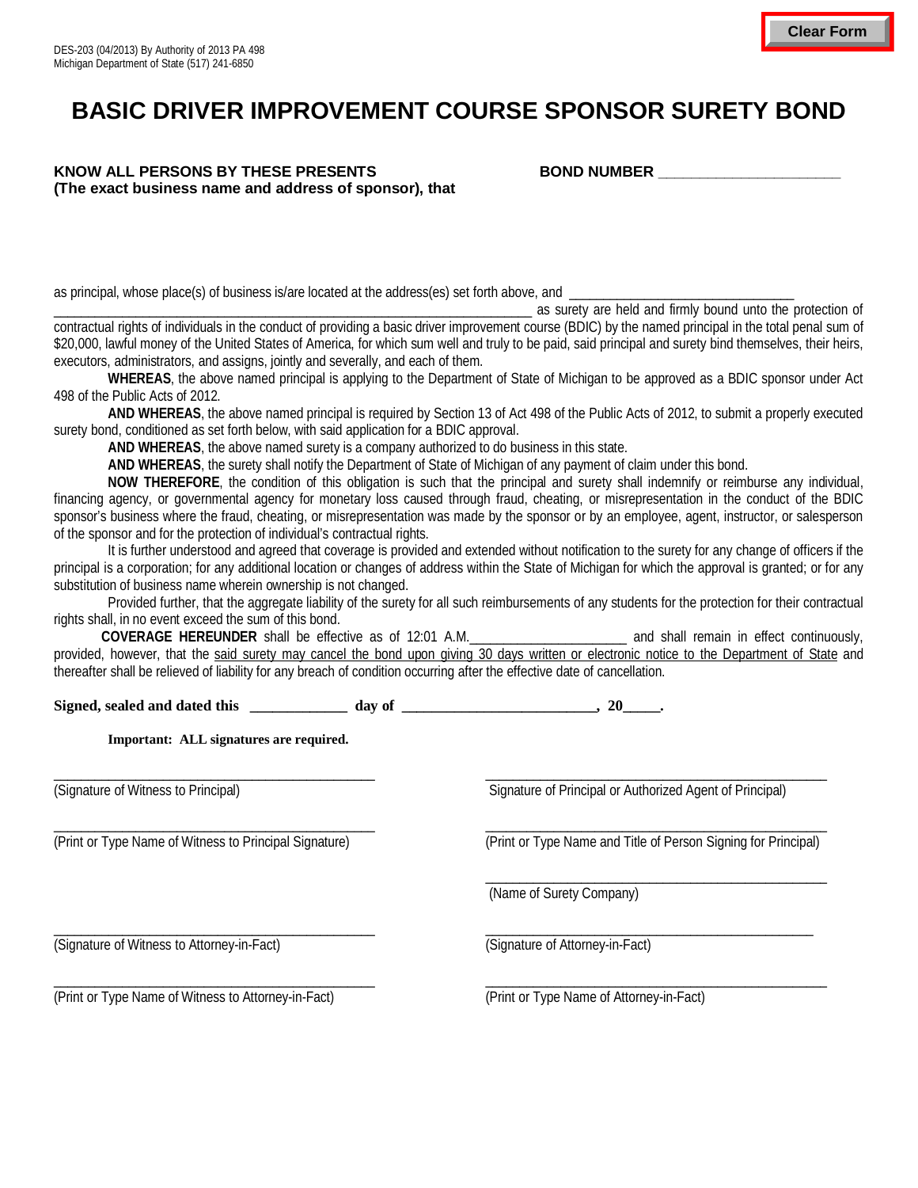DES-203 (04/2013) By Authority of 2013 PA 498
Michigan Department of State (517) 241-6850

Clear Form

# BASIC DRIVER IMPROVEMENT COURSE SPONSOR SURETY BOND

**KNOW ALL PERSONS BY THESE PRESENTS**
**(The exact business name and address of sponsor), that**

**BOND NUMBER** ______________________

as principal, whose place(s) of business is/are located at the address(es) set forth above, and ______________________________ ______________________________________________________________ as surety are held and firmly bound unto the protection of contractual rights of individuals in the conduct of providing a basic driver improvement course (BDIC) by the named principal in the total penal sum of $20,000, lawful money of the United States of America, for which sum well and truly to be paid, said principal and surety bind themselves, their heirs, executors, administrators, and assigns, jointly and severally, and each of them.

**WHEREAS**, the above named principal is applying to the Department of State of Michigan to be approved as a BDIC sponsor under Act 498 of the Public Acts of 2012.

**AND WHEREAS**, the above named principal is required by Section 13 of Act 498 of the Public Acts of 2012, to submit a properly executed surety bond, conditioned as set forth below, with said application for a BDIC approval.

**AND WHEREAS**, the above named surety is a company authorized to do business in this state.

**AND WHEREAS**, the surety shall notify the Department of State of Michigan of any payment of claim under this bond.

**NOW THEREFORE**, the condition of this obligation is such that the principal and surety shall indemnify or reimburse any individual, financing agency, or governmental agency for monetary loss caused through fraud, cheating, or misrepresentation in the conduct of the BDIC sponsor's business where the fraud, cheating, or misrepresentation was made by the sponsor or by an employee, agent, instructor, or salesperson of the sponsor and for the protection of individual's contractual rights.

It is further understood and agreed that coverage is provided and extended without notification to the surety for any change of officers if the principal is a corporation; for any additional location or changes of address within the State of Michigan for which the approval is granted; or for any substitution of business name wherein ownership is not changed.

Provided further, that the aggregate liability of the surety for all such reimbursements of any students for the protection for their contractual rights shall, in no event exceed the sum of this bond.

**COVERAGE HEREUNDER** shall be effective as of 12:01 A.M.______________________ and shall remain in effect continuously, provided, however, that the said surety may cancel the bond upon giving 30 days written or electronic notice to the Department of State and thereafter shall be relieved of liability for any breach of condition occurring after the effective date of cancellation.

**Signed, sealed and dated this _____________ day of _________________________, 20_____.**

**Important: ALL signatures are required.**

______________________________________________
(Signature of Witness to Principal)

______________________________________________
(Signature of Principal or Authorized Agent of Principal)

______________________________________________
(Print or Type Name of Witness to Principal Signature)

______________________________________________
(Print or Type Name and Title of Person Signing for Principal)

______________________________________________
(Name of Surety Company)

______________________________________________
(Signature of Witness to Attorney-in-Fact)

______________________________________________
(Signature of Attorney-in-Fact)

______________________________________________
(Print or Type Name of Witness to Attorney-in-Fact)

______________________________________________
(Print or Type Name of Attorney-in-Fact)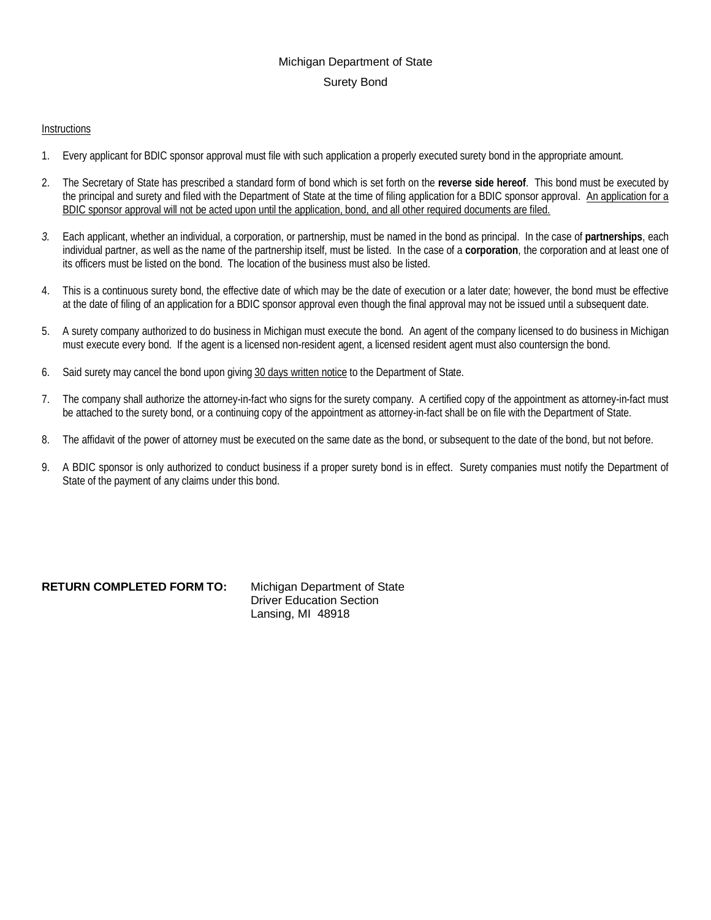Michigan Department of State

Surety Bond

Instructions

1. Every applicant for BDIC sponsor approval must file with such application a properly executed surety bond in the appropriate amount.

2. The Secretary of State has prescribed a standard form of bond which is set forth on the **reverse side hereof**. This bond must be executed by the principal and surety and filed with the Department of State at the time of filing application for a BDIC sponsor approval. An application for a BDIC sponsor approval will not be acted upon until the application, bond, and all other required documents are filed.

3. Each applicant, whether an individual, a corporation, or partnership, must be named in the bond as principal. In the case of **partnerships**, each individual partner, as well as the name of the partnership itself, must be listed. In the case of a **corporation**, the corporation and at least one of its officers must be listed on the bond. The location of the business must also be listed.

4. This is a continuous surety bond, the effective date of which may be the date of execution or a later date; however, the bond must be effective at the date of filing of an application for a BDIC sponsor approval even though the final approval may not be issued until a subsequent date.

5. A surety company authorized to do business in Michigan must execute the bond. An agent of the company licensed to do business in Michigan must execute every bond. If the agent is a licensed non-resident agent, a licensed resident agent must also countersign the bond.

6. Said surety may cancel the bond upon giving 30 days written notice to the Department of State.

7. The company shall authorize the attorney-in-fact who signs for the surety company. A certified copy of the appointment as attorney-in-fact must be attached to the surety bond, or a continuing copy of the appointment as attorney-in-fact shall be on file with the Department of State.

8. The affidavit of the power of attorney must be executed on the same date as the bond, or subsequent to the date of the bond, but not before.

9. A BDIC sponsor is only authorized to conduct business if a proper surety bond is in effect. Surety companies must notify the Department of State of the payment of any claims under this bond.

**RETURN COMPLETED FORM TO:** Michigan Department of State
Driver Education Section
Lansing, MI 48918